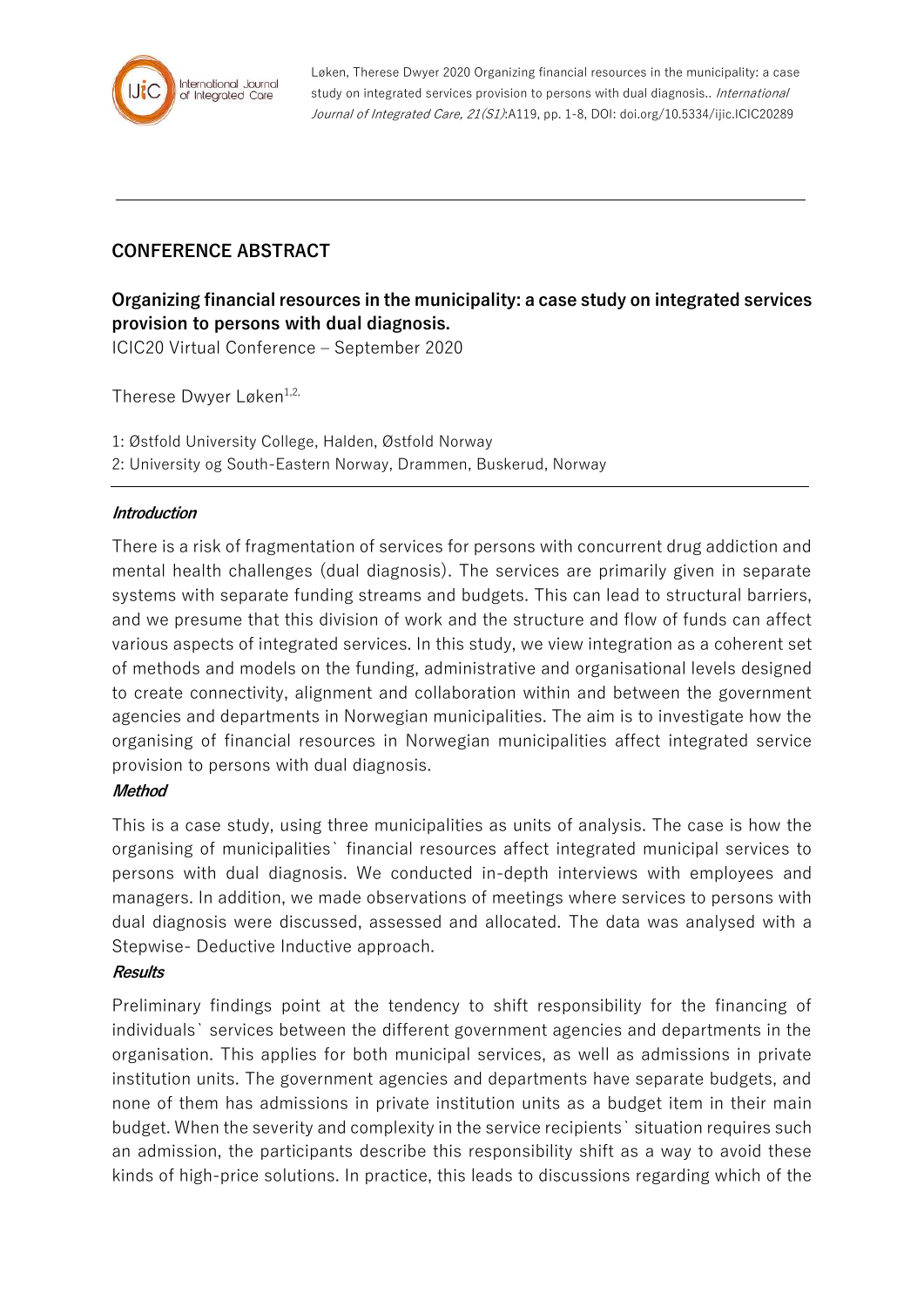Løken, Therese Dwyer 2020 Organizing financial resources in the municipality: a case study on integrated services provision to persons with dual diagnosis.. *International Journal of Integrated Care, 21(S1)*:A119, pp. 1-8, DOI: doi.org/10.5334/ijic.ICIC20289

---

## CONFERENCE ABSTRACT

### Organizing financial resources in the municipality: a case study on integrated services provision to persons with dual diagnosis.

ICIC20 Virtual Conference – September 2020

Therese Dwyer Løken[1,2,]

1: Østfold University College, Halden, Østfold Norway
2: University og South-Eastern Norway, Drammen, Buskerud, Norway

---

***Introduction***

There is a risk of fragmentation of services for persons with concurrent drug addiction and mental health challenges (dual diagnosis). The services are primarily given in separate systems with separate funding streams and budgets. This can lead to structural barriers, and we presume that this division of work and the structure and flow of funds can affect various aspects of integrated services. In this study, we view integration as a coherent set of methods and models on the funding, administrative and organisational levels designed to create connectivity, alignment and collaboration within and between the government agencies and departments in Norwegian municipalities. The aim is to investigate how the organising of financial resources in Norwegian municipalities affect integrated service provision to persons with dual diagnosis.

***Method***

This is a case study, using three municipalities as units of analysis. The case is how the organising of municipalities` financial resources affect integrated municipal services to persons with dual diagnosis. We conducted in-depth interviews with employees and managers. In addition, we made observations of meetings where services to persons with dual diagnosis were discussed, assessed and allocated. The data was analysed with a Stepwise- Deductive Inductive approach.

***Results***

Preliminary findings point at the tendency to shift responsibility for the financing of individuals` services between the different government agencies and departments in the organisation. This applies for both municipal services, as well as admissions in private institution units. The government agencies and departments have separate budgets, and none of them has admissions in private institution units as a budget item in their main budget. When the severity and complexity in the service recipients` situation requires such an admission, the participants describe this responsibility shift as a way to avoid these kinds of high-price solutions. In practice, this leads to discussions regarding which of the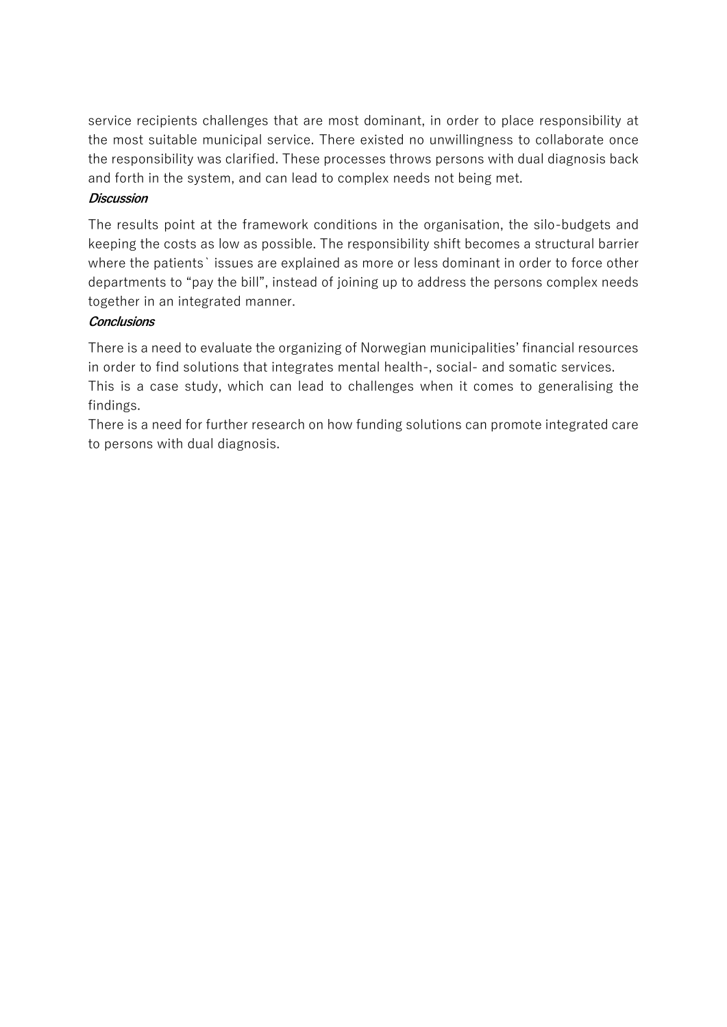service recipients challenges that are most dominant, in order to place responsibility at the most suitable municipal service. There existed no unwillingness to collaborate once the responsibility was clarified. These processes throws persons with dual diagnosis back and forth in the system, and can lead to complex needs not being met.

***Discussion***

The results point at the framework conditions in the organisation, the silo-budgets and keeping the costs as low as possible. The responsibility shift becomes a structural barrier where the patients` issues are explained as more or less dominant in order to force other departments to "pay the bill", instead of joining up to address the persons complex needs together in an integrated manner.

***Conclusions***

There is a need to evaluate the organizing of Norwegian municipalities' financial resources in order to find solutions that integrates mental health-, social- and somatic services.
This is a case study, which can lead to challenges when it comes to generalising the findings.
There is a need for further research on how funding solutions can promote integrated care to persons with dual diagnosis.